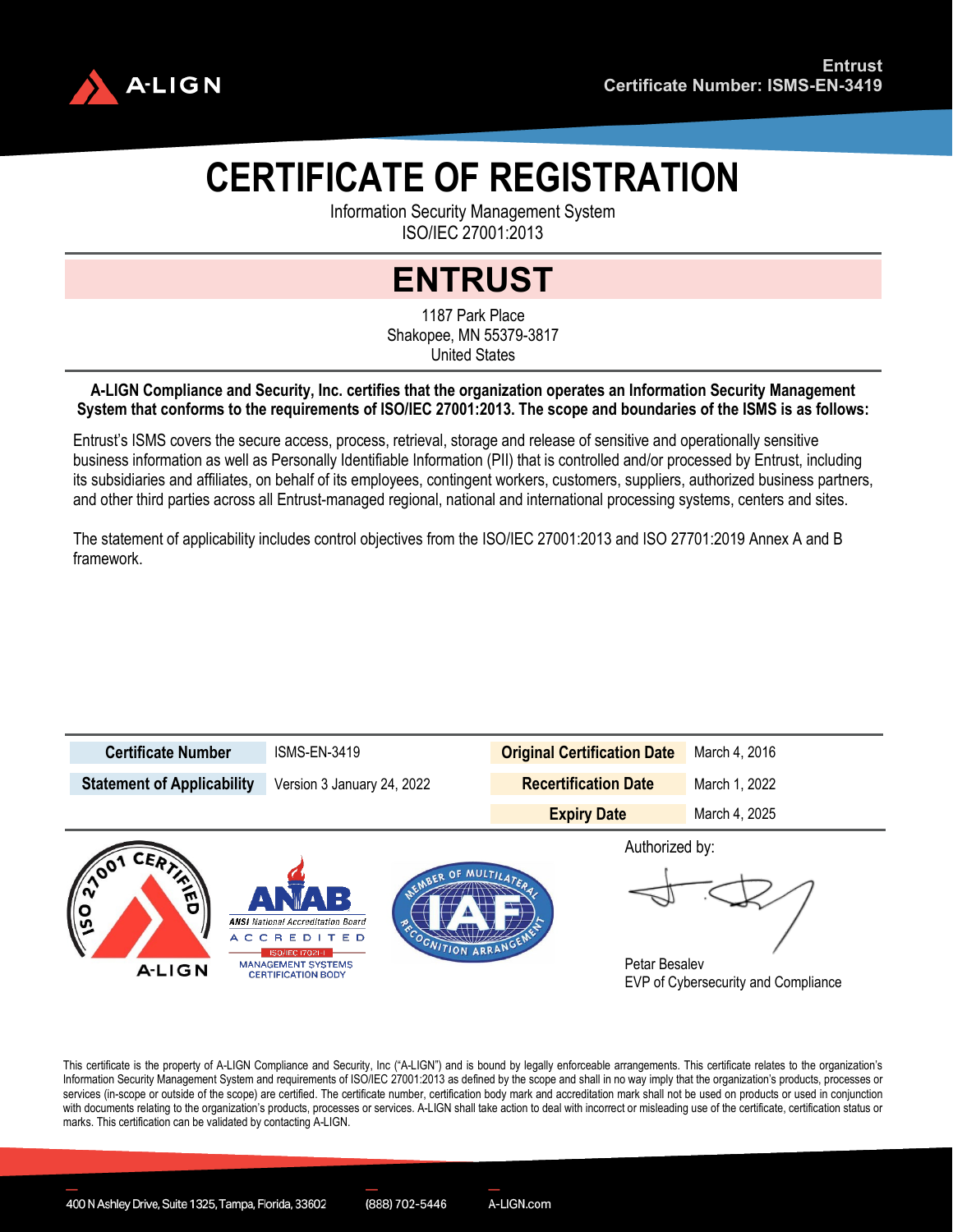Entrust
Certificate Number: ISMS-EN-3419

# CERTIFICATE OF REGISTRATION

Information Security Management System
ISO/IEC 27001:2013

## ENTRUST

1187 Park Place
Shakopee, MN 55379-3817
United States

**A-LIGN Compliance and Security, Inc. certifies that the organization operates an Information Security Management System that conforms to the requirements of ISO/IEC 27001:2013. The scope and boundaries of the ISMS is as follows:**

Entrust's ISMS covers the secure access, process, retrieval, storage and release of sensitive and operationally sensitive business information as well as Personally Identifiable Information (PII) that is controlled and/or processed by Entrust, including its subsidiaries and affiliates, on behalf of its employees, contingent workers, customers, suppliers, authorized business partners, and other third parties across all Entrust-managed regional, national and international processing systems, centers and sites.

The statement of applicability includes control objectives from the ISO/IEC 27001:2013 and ISO 27701:2019 Annex A and B framework.

| **Certificate Number** | ISMS-EN-3419 | **Original Certification Date** | March 4, 2016 |
|---|---|---|---|
| **Statement of Applicability** | Version 3 January 24, 2022 | **Recertification Date** | March 1, 2022 |
| | | **Expiry Date** | March 4, 2025 |

Authorized by:

Petar Besalev
EVP of Cybersecurity and Compliance

This certificate is the property of A-LIGN Compliance and Security, Inc ("A-LIGN") and is bound by legally enforceable arrangements. This certificate relates to the organization's Information Security Management System and requirements of ISO/IEC 27001:2013 as defined by the scope and shall in no way imply that the organization's products, processes or services (in-scope or outside of the scope) are certified. The certificate number, certification body mark and accreditation mark shall not be used on products or used in conjunction with documents relating to the organization's products, processes or services. A-LIGN shall take action to deal with incorrect or misleading use of the certificate, certification status or marks. This certification can be validated by contacting A-LIGN.

400 N Ashley Drive, Suite 1325, Tampa, Florida, 33602 — (888) 702-5446 — A-LIGN.com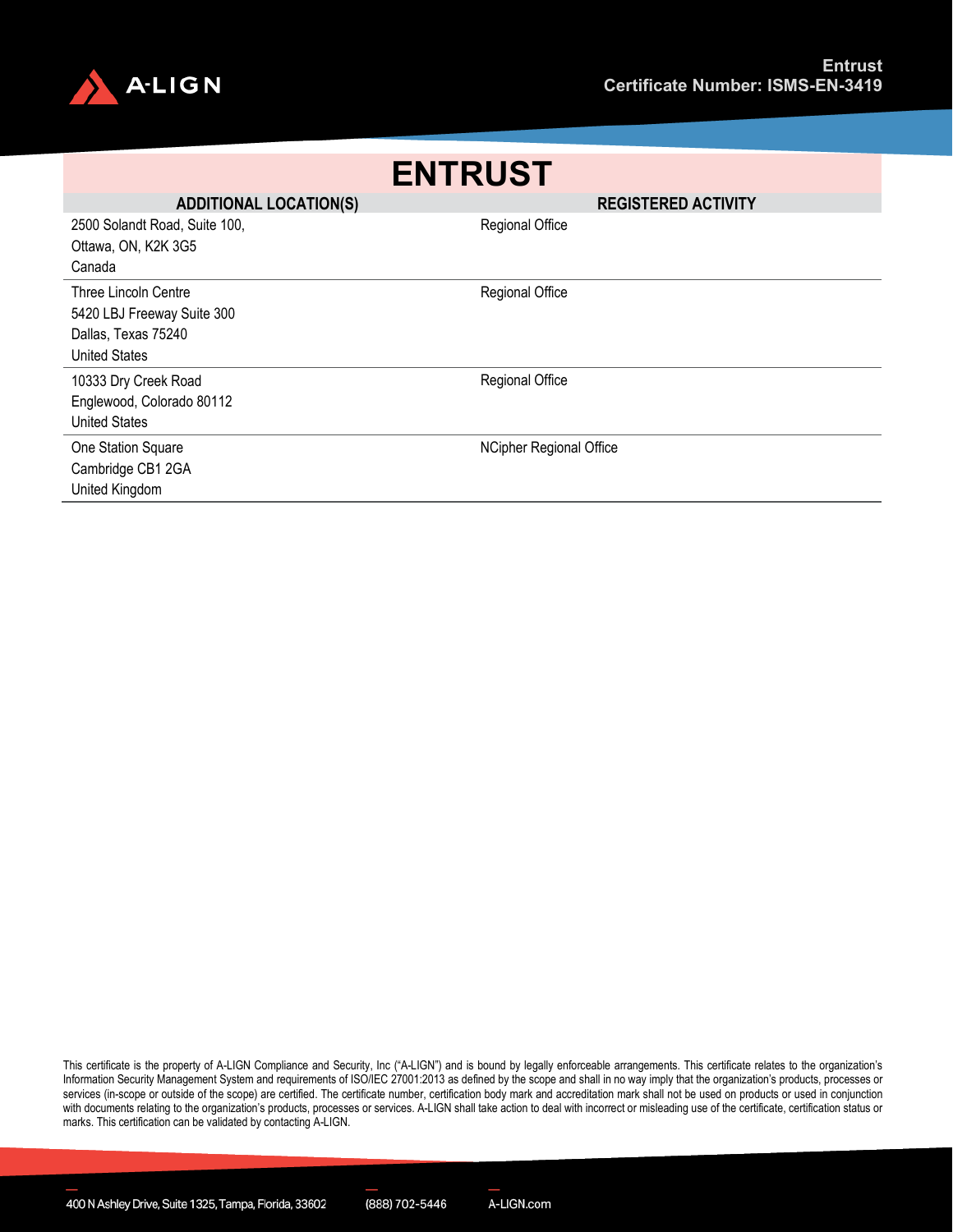# ENTRUST

| ADDITIONAL LOCATION(S) | REGISTERED ACTIVITY |
| --- | --- |
| 2500 Solandt Road, Suite 100,<br>Ottawa, ON, K2K 3G5<br>Canada | Regional Office |
| Three Lincoln Centre<br>5420 LBJ Freeway Suite 300<br>Dallas, Texas 75240<br>United States | Regional Office |
| 10333 Dry Creek Road<br>Englewood, Colorado 80112<br>United States | Regional Office |
| One Station Square<br>Cambridge CB1 2GA<br>United Kingdom | NCipher Regional Office |

This certificate is the property of A-LIGN Compliance and Security, Inc ("A-LIGN") and is bound by legally enforceable arrangements. This certificate relates to the organization's Information Security Management System and requirements of ISO/IEC 27001:2013 as defined by the scope and shall in no way imply that the organization's products, processes or services (in-scope or outside of the scope) are certified. The certificate number, certification body mark and accreditation mark shall not be used on products or used in conjunction with documents relating to the organization's products, processes or services. A-LIGN shall take action to deal with incorrect or misleading use of the certificate, certification status or marks. This certification can be validated by contacting A-LIGN.